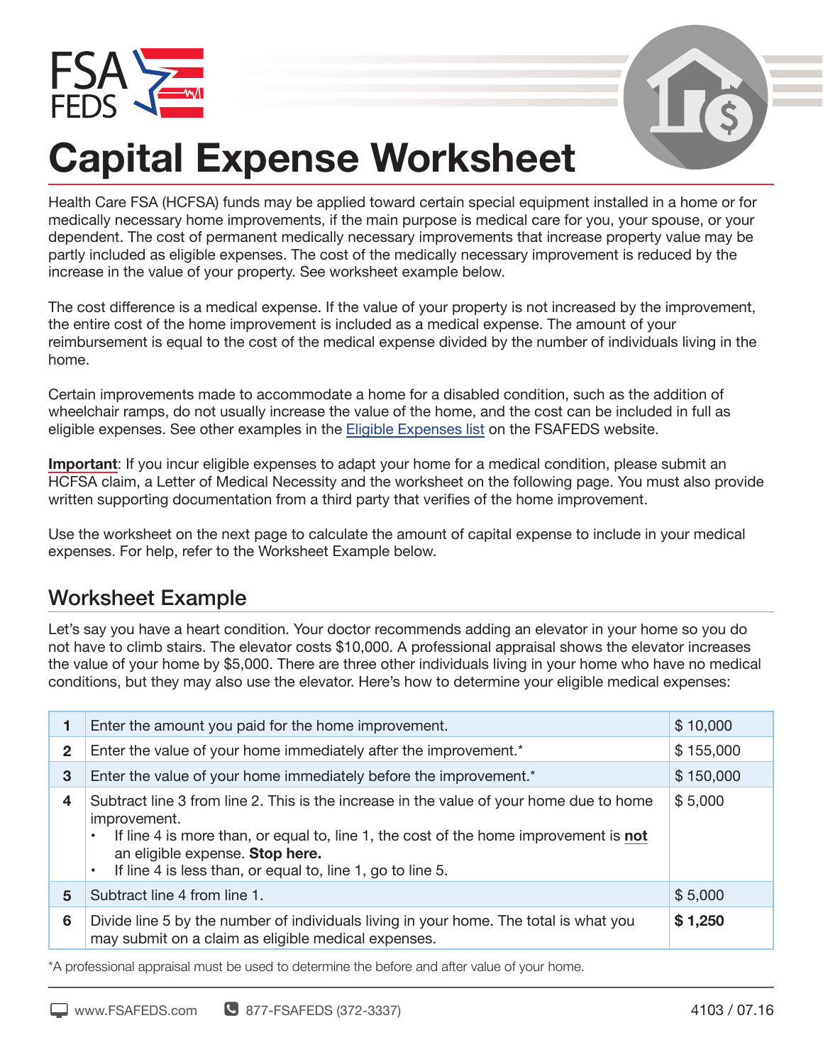FSA FEDS

# Capital Expense Worksheet

Health Care FSA (HCFSA) funds may be applied toward certain special equipment installed in a home or for medically necessary home improvements, if the main purpose is medical care for you, your spouse, or your dependent. The cost of permanent medically necessary improvements that increase property value may be partly included as eligible expenses. The cost of the medically necessary improvement is reduced by the increase in the value of your property. See worksheet example below.

The cost difference is a medical expense. If the value of your property is not increased by the improvement, the entire cost of the home improvement is included as a medical expense. The amount of your reimbursement is equal to the cost of the medical expense divided by the number of individuals living in the home.

Certain improvements made to accommodate a home for a disabled condition, such as the addition of wheelchair ramps, do not usually increase the value of the home, and the cost can be included in full as eligible expenses. See other examples in the Eligible Expenses list on the FSAFEDS website.

**Important**: If you incur eligible expenses to adapt your home for a medical condition, please submit an HCFSA claim, a Letter of Medical Necessity and the worksheet on the following page. You must also provide written supporting documentation from a third party that verifies of the home improvement.

Use the worksheet on the next page to calculate the amount of capital expense to include in your medical expenses. For help, refer to the Worksheet Example below.

## Worksheet Example

Let's say you have a heart condition. Your doctor recommends adding an elevator in your home so you do not have to climb stairs. The elevator costs $10,000. A professional appraisal shows the elevator increases the value of your home by $5,000. There are three other individuals living in your home who have no medical conditions, but they may also use the elevator. Here's how to determine your eligible medical expenses:

| | | |
|---|---|---|
| **1** | Enter the amount you paid for the home improvement. | $ 10,000 |
| **2** | Enter the value of your home immediately after the improvement.* | $ 155,000 |
| **3** | Enter the value of your home immediately before the improvement.* | $ 150,000 |
| **4** | Subtract line 3 from line 2. This is the increase in the value of your home due to home improvement.<br>• If line 4 is more than, or equal to, line 1, the cost of the home improvement is **not** an eligible expense. **Stop here.**<br>• If line 4 is less than, or equal to, line 1, go to line 5. | $ 5,000 |
| **5** | Subtract line 4 from line 1. | $ 5,000 |
| **6** | Divide line 5 by the number of individuals living in your home. The total is what you may submit on a claim as eligible medical expenses. | **$ 1,250** |

*A professional appraisal must be used to determine the before and after value of your home.

www.FSAFEDS.com 877-FSAFEDS (372-3337) 4103 / 07.16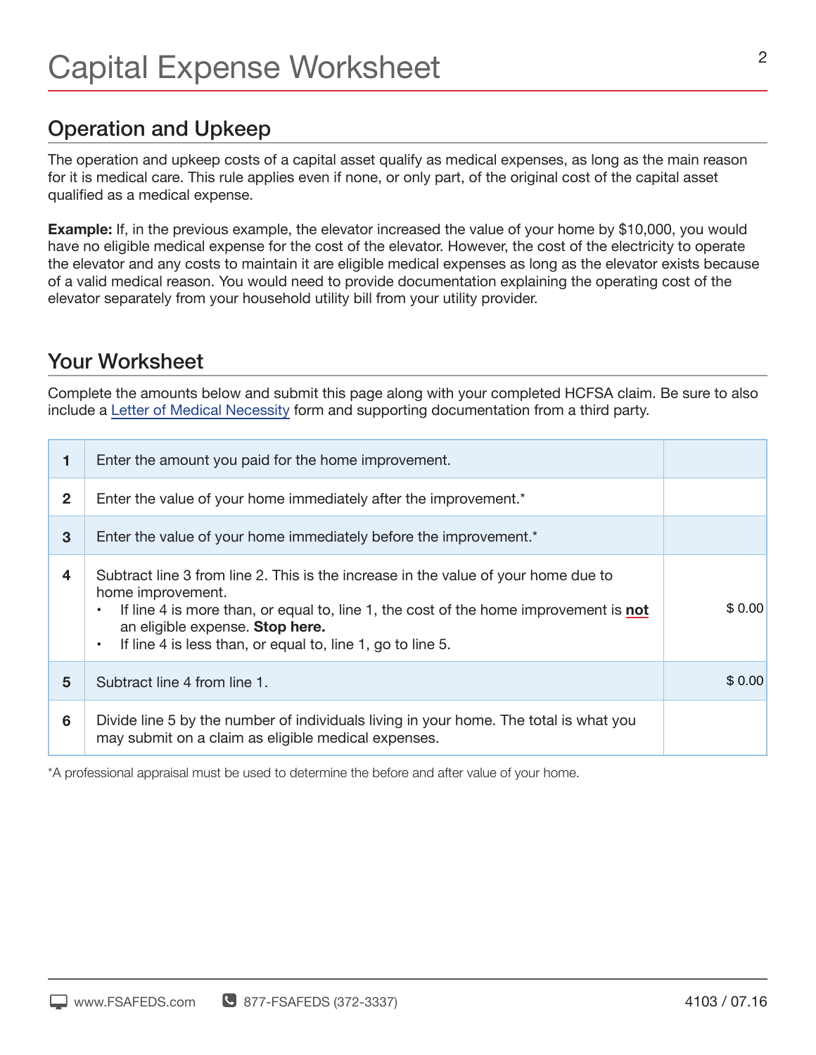# Capital Expense Worksheet

## Operation and Upkeep

The operation and upkeep costs of a capital asset qualify as medical expenses, as long as the main reason for it is medical care. This rule applies even if none, or only part, of the original cost of the capital asset qualified as a medical expense.

**Example:** If, in the previous example, the elevator increased the value of your home by $10,000, you would have no eligible medical expense for the cost of the elevator. However, the cost of the electricity to operate the elevator and any costs to maintain it are eligible medical expenses as long as the elevator exists because of a valid medical reason. You would need to provide documentation explaining the operating cost of the elevator separately from your household utility bill from your utility provider.

## Your Worksheet

Complete the amounts below and submit this page along with your completed HCFSA claim. Be sure to also include a Letter of Medical Necessity form and supporting documentation from a third party.

| | | |
|---|---|---|
| **1** | Enter the amount you paid for the home improvement. | |
| **2** | Enter the value of your home immediately after the improvement.* | |
| **3** | Enter the value of your home immediately before the improvement.* | |
| **4** | Subtract line 3 from line 2. This is the increase in the value of your home due to home improvement. <br>• If line 4 is more than, or equal to, line 1, the cost of the home improvement is **not** an eligible expense. **Stop here.** <br>• If line 4 is less than, or equal to, line 1, go to line 5. | $ 0.00 |
| **5** | Subtract line 4 from line 1. | $ 0.00 |
| **6** | Divide line 5 by the number of individuals living in your home. The total is what you may submit on a claim as eligible medical expenses. | |

*A professional appraisal must be used to determine the before and after value of your home.

www.FSAFEDS.com 877-FSAFEDS (372-3337) 4103 / 07.16